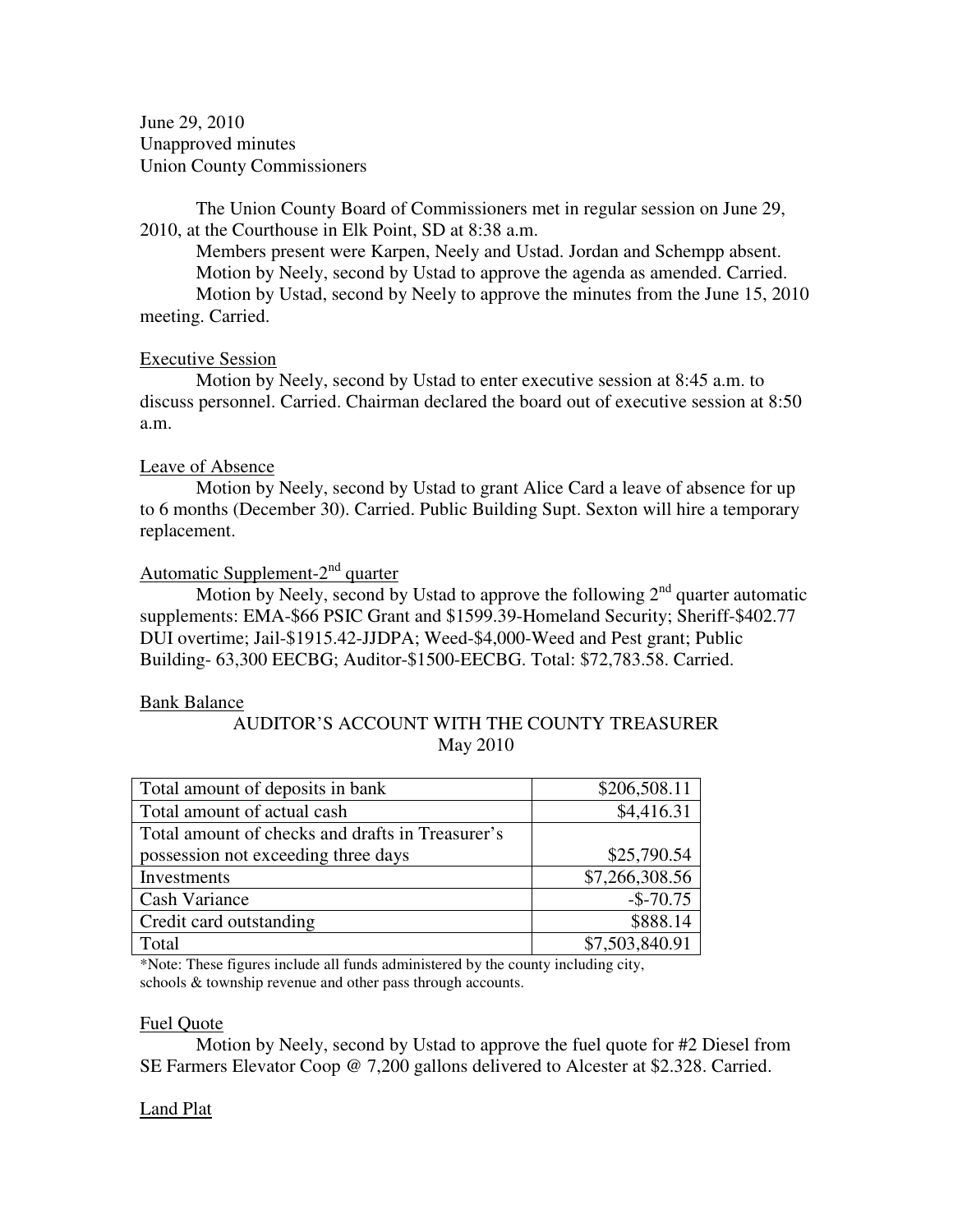June 29, 2010
Unapproved minutes
Union County Commissioners

The Union County Board of Commissioners met in regular session on June 29, 2010, at the Courthouse in Elk Point, SD at 8:38 a.m.

Members present were Karpen, Neely and Ustad. Jordan and Schempp absent.

Motion by Neely, second by Ustad to approve the agenda as amended. Carried.

Motion by Ustad, second by Neely to approve the minutes from the June 15, 2010 meeting. Carried.

## Executive Session

Motion by Neely, second by Ustad to enter executive session at 8:45 a.m. to discuss personnel. Carried. Chairman declared the board out of executive session at 8:50 a.m.

## Leave of Absence

Motion by Neely, second by Ustad to grant Alice Card a leave of absence for up to 6 months (December 30). Carried. Public Building Supt. Sexton will hire a temporary replacement.

## Automatic Supplement-2nd quarter

Motion by Neely, second by Ustad to approve the following 2nd quarter automatic supplements: EMA-$66 PSIC Grant and $1599.39-Homeland Security; Sheriff-$402.77 DUI overtime; Jail-$1915.42-JJDPA; Weed-$4,000-Weed and Pest grant; Public Building- 63,300 EECBG; Auditor-$1500-EECBG. Total: $72,783.58. Carried.

## Bank Balance

AUDITOR'S ACCOUNT WITH THE COUNTY TREASURER
May 2010

| | |
|---|---:|
| Total amount of deposits in bank | $206,508.11 |
| Total amount of actual cash | $4,416.31 |
| Total amount of checks and drafts in Treasurer's possession not exceeding three days | $25,790.54 |
| Investments | $7,266,308.56 |
| Cash Variance | -$-70.75 |
| Credit card outstanding | $888.14 |
| Total | $7,503,840.91 |

*Note: These figures include all funds administered by the county including city, schools & township revenue and other pass through accounts.

## Fuel Quote

Motion by Neely, second by Ustad to approve the fuel quote for #2 Diesel from SE Farmers Elevator Coop @ 7,200 gallons delivered to Alcester at $2.328. Carried.

## Land Plat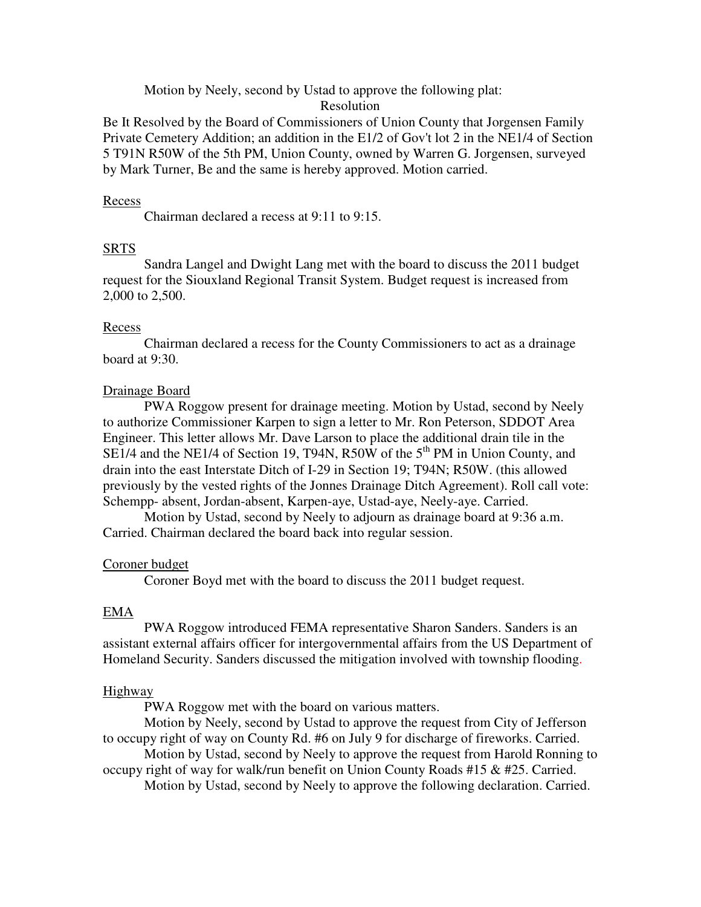Motion by Neely, second by Ustad to approve the following plat:

Resolution

Be It Resolved by the Board of Commissioners of Union County that Jorgensen Family Private Cemetery Addition; an addition in the E1/2 of Gov't lot 2 in the NE1/4 of Section 5 T91N R50W of the 5th PM, Union County, owned by Warren G. Jorgensen, surveyed by Mark Turner, Be and the same is hereby approved. Motion carried.

Recess

Chairman declared a recess at 9:11 to 9:15.

SRTS

Sandra Langel and Dwight Lang met with the board to discuss the 2011 budget request for the Siouxland Regional Transit System. Budget request is increased from 2,000 to 2,500.

Recess

Chairman declared a recess for the County Commissioners to act as a drainage board at 9:30.

Drainage Board

PWA Roggow present for drainage meeting. Motion by Ustad, second by Neely to authorize Commissioner Karpen to sign a letter to Mr. Ron Peterson, SDDOT Area Engineer. This letter allows Mr. Dave Larson to place the additional drain tile in the SE1/4 and the NE1/4 of Section 19, T94N, R50W of the 5th PM in Union County, and drain into the east Interstate Ditch of I-29 in Section 19; T94N; R50W. (this allowed previously by the vested rights of the Jonnes Drainage Ditch Agreement). Roll call vote: Schempp- absent, Jordan-absent, Karpen-aye, Ustad-aye, Neely-aye. Carried.

Motion by Ustad, second by Neely to adjourn as drainage board at 9:36 a.m. Carried. Chairman declared the board back into regular session.

Coroner budget

Coroner Boyd met with the board to discuss the 2011 budget request.

EMA

PWA Roggow introduced FEMA representative Sharon Sanders. Sanders is an assistant external affairs officer for intergovernmental affairs from the US Department of Homeland Security. Sanders discussed the mitigation involved with township flooding.

Highway

PWA Roggow met with the board on various matters.

Motion by Neely, second by Ustad to approve the request from City of Jefferson to occupy right of way on County Rd. #6 on July 9 for discharge of fireworks. Carried.

Motion by Ustad, second by Neely to approve the request from Harold Ronning to occupy right of way for walk/run benefit on Union County Roads #15 & #25. Carried.

Motion by Ustad, second by Neely to approve the following declaration. Carried.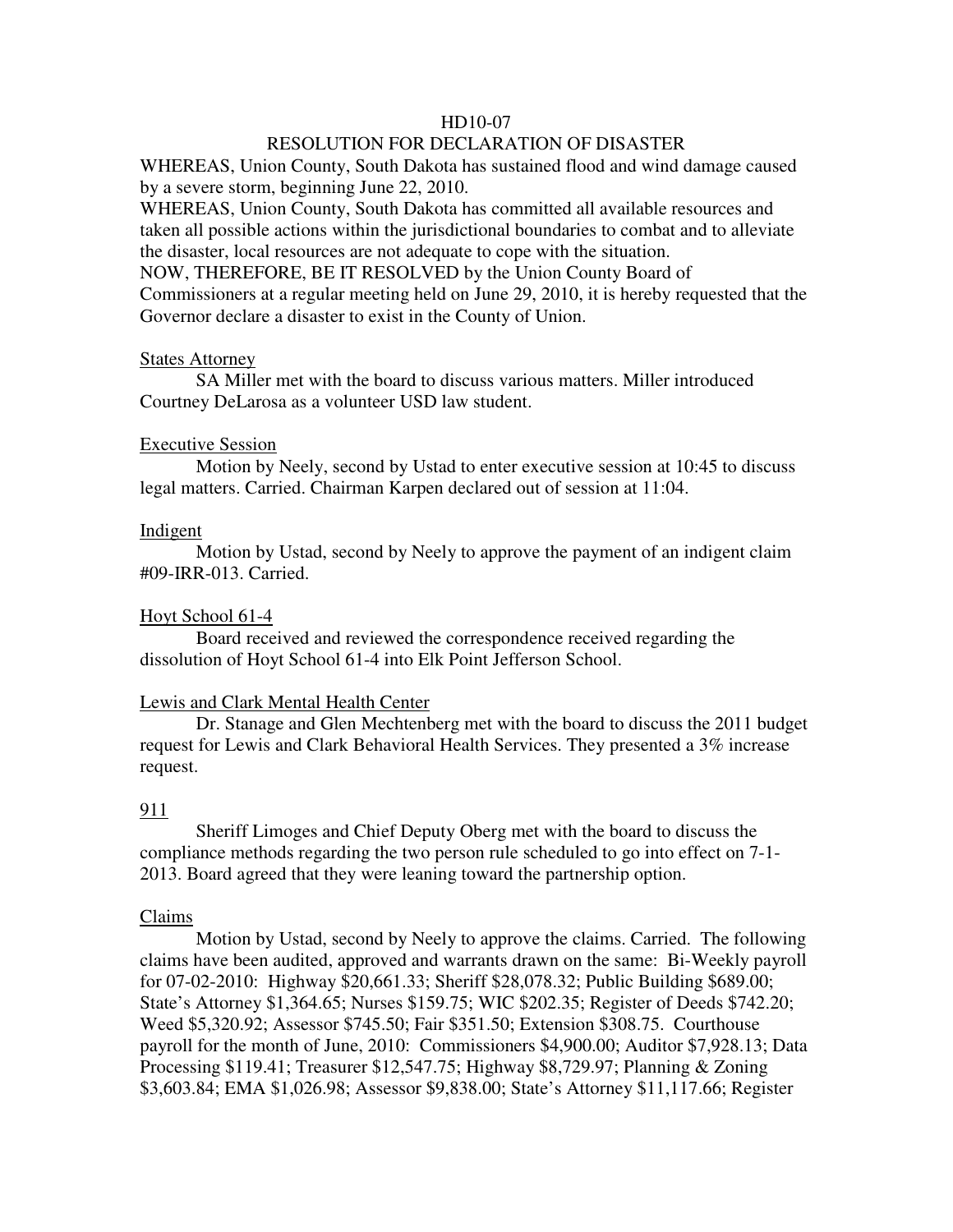HD10-07

RESOLUTION FOR DECLARATION OF DISASTER

WHEREAS, Union County, South Dakota has sustained flood and wind damage caused by a severe storm, beginning June 22, 2010.

WHEREAS, Union County, South Dakota has committed all available resources and taken all possible actions within the jurisdictional boundaries to combat and to alleviate the disaster, local resources are not adequate to cope with the situation.

NOW, THEREFORE, BE IT RESOLVED by the Union County Board of Commissioners at a regular meeting held on June 29, 2010, it is hereby requested that the Governor declare a disaster to exist in the County of Union.

States Attorney

SA Miller met with the board to discuss various matters. Miller introduced Courtney DeLarosa as a volunteer USD law student.

Executive Session

Motion by Neely, second by Ustad to enter executive session at 10:45 to discuss legal matters. Carried. Chairman Karpen declared out of session at 11:04.

Indigent

Motion by Ustad, second by Neely to approve the payment of an indigent claim #09-IRR-013. Carried.

Hoyt School 61-4

Board received and reviewed the correspondence received regarding the dissolution of Hoyt School 61-4 into Elk Point Jefferson School.

Lewis and Clark Mental Health Center

Dr. Stanage and Glen Mechtenberg met with the board to discuss the 2011 budget request for Lewis and Clark Behavioral Health Services. They presented a 3% increase request.

911

Sheriff Limoges and Chief Deputy Oberg met with the board to discuss the compliance methods regarding the two person rule scheduled to go into effect on 7-1-2013. Board agreed that they were leaning toward the partnership option.

Claims

Motion by Ustad, second by Neely to approve the claims. Carried. The following claims have been audited, approved and warrants drawn on the same: Bi-Weekly payroll for 07-02-2010: Highway $20,661.33; Sheriff $28,078.32; Public Building $689.00; State's Attorney $1,364.65; Nurses $159.75; WIC $202.35; Register of Deeds $742.20; Weed $5,320.92; Assessor $745.50; Fair $351.50; Extension $308.75. Courthouse payroll for the month of June, 2010: Commissioners $4,900.00; Auditor $7,928.13; Data Processing $119.41; Treasurer $12,547.75; Highway $8,729.97; Planning & Zoning $3,603.84; EMA $1,026.98; Assessor $9,838.00; State's Attorney $11,117.66; Register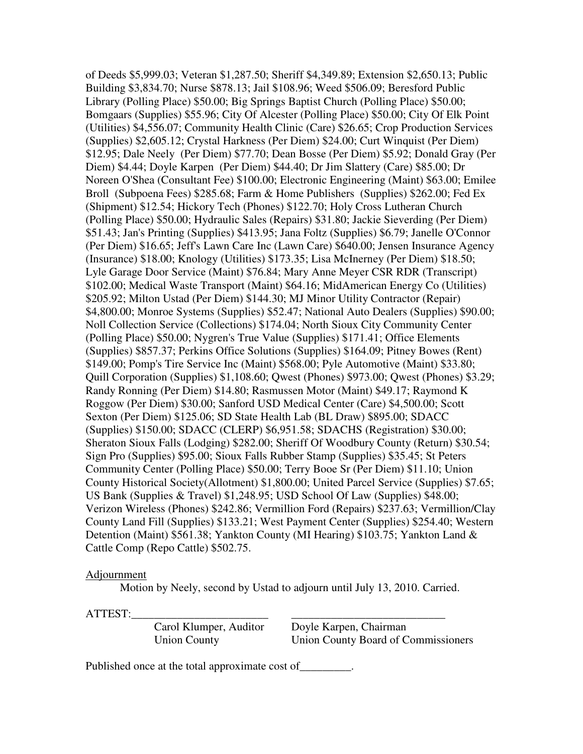of Deeds $5,999.03; Veteran $1,287.50; Sheriff $4,349.89; Extension $2,650.13; Public Building $3,834.70; Nurse $878.13; Jail $108.96; Weed $506.09; Beresford Public Library (Polling Place) $50.00; Big Springs Baptist Church (Polling Place) $50.00; Bomgaars (Supplies) $55.96; City Of Alcester (Polling Place) $50.00; City Of Elk Point (Utilities) $4,556.07; Community Health Clinic (Care) $26.65; Crop Production Services (Supplies) $2,605.12; Crystal Harkness (Per Diem) $24.00; Curt Winquist (Per Diem) $12.95; Dale Neely (Per Diem) $77.70; Dean Bosse (Per Diem) $5.92; Donald Gray (Per Diem) $4.44; Doyle Karpen (Per Diem) $44.40; Dr Jim Slattery (Care) $85.00; Dr Noreen O'Shea (Consultant Fee) $100.00; Electronic Engineering (Maint) $63.00; Emilee Broll (Subpoena Fees) $285.68; Farm & Home Publishers (Supplies) $262.00; Fed Ex (Shipment) $12.54; Hickory Tech (Phones) $122.70; Holy Cross Lutheran Church (Polling Place) $50.00; Hydraulic Sales (Repairs) $31.80; Jackie Sieverding (Per Diem) $51.43; Jan's Printing (Supplies) $413.95; Jana Foltz (Supplies) $6.79; Janelle O'Connor (Per Diem) $16.65; Jeff's Lawn Care Inc (Lawn Care) $640.00; Jensen Insurance Agency (Insurance) $18.00; Knology (Utilities) $173.35; Lisa McInerney (Per Diem) $18.50; Lyle Garage Door Service (Maint) $76.84; Mary Anne Meyer CSR RDR (Transcript) $102.00; Medical Waste Transport (Maint) $64.16; MidAmerican Energy Co (Utilities) $205.92; Milton Ustad (Per Diem) $144.30; MJ Minor Utility Contractor (Repair) $4,800.00; Monroe Systems (Supplies) $52.47; National Auto Dealers (Supplies) $90.00; Noll Collection Service (Collections) $174.04; North Sioux City Community Center (Polling Place) $50.00; Nygren's True Value (Supplies) $171.41; Office Elements (Supplies) $857.37; Perkins Office Solutions (Supplies) $164.09; Pitney Bowes (Rent) $149.00; Pomp's Tire Service Inc (Maint) $568.00; Pyle Automotive (Maint) $33.80; Quill Corporation (Supplies) $1,108.60; Qwest (Phones) $973.00; Qwest (Phones) $3.29; Randy Ronning (Per Diem) $14.80; Rasmussen Motor (Maint) $49.17; Raymond K Roggow (Per Diem) $30.00; Sanford USD Medical Center (Care) $4,500.00; Scott Sexton (Per Diem) $125.06; SD State Health Lab (BL Draw) $895.00; SDACC (Supplies) $150.00; SDACC (CLERP) $6,951.58; SDACHS (Registration) $30.00; Sheraton Sioux Falls (Lodging) $282.00; Sheriff Of Woodbury County (Return) $30.54; Sign Pro (Supplies) $95.00; Sioux Falls Rubber Stamp (Supplies) $35.45; St Peters Community Center (Polling Place) $50.00; Terry Booe Sr (Per Diem) $11.10; Union County Historical Society(Allotment) $1,800.00; United Parcel Service (Supplies) $7.65; US Bank (Supplies & Travel) $1,248.95; USD School Of Law (Supplies) $48.00; Verizon Wireless (Phones) $242.86; Vermillion Ford (Repairs) $237.63; Vermillion/Clay County Land Fill (Supplies) $133.21; West Payment Center (Supplies) $254.40; Western Detention (Maint) $561.38; Yankton County (MI Hearing) $103.75; Yankton Land & Cattle Comp (Repo Cattle) $502.75.

Adjournment

Motion by Neely, second by Ustad to adjourn until July 13, 2010. Carried.

ATTEST:________________________ ___________________________

Carol Klumper, Auditor — Doyle Karpen, Chairman
Union County — Union County Board of Commissioners

Published once at the total approximate cost of_________.